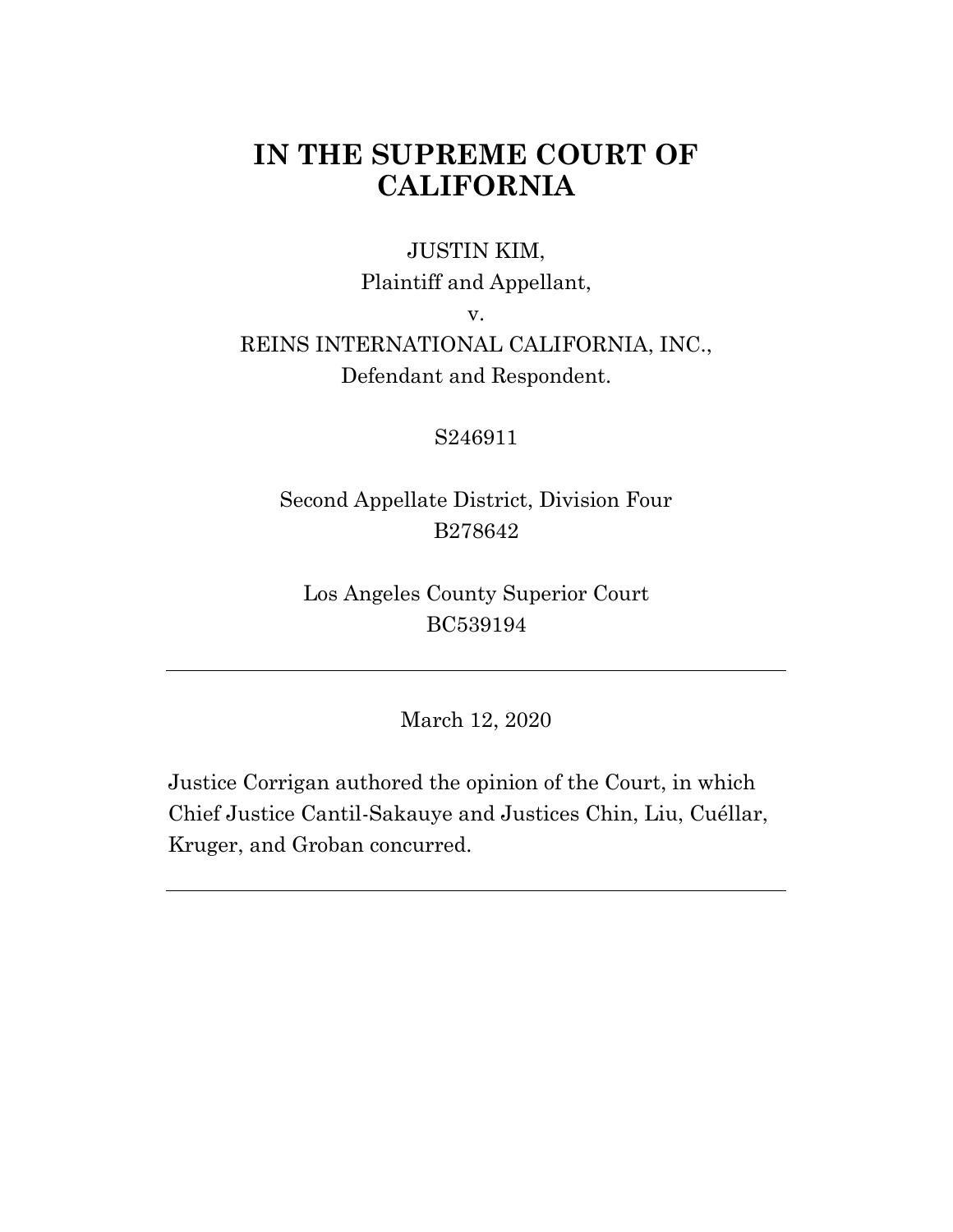# IN THE SUPREME COURT OF CALIFORNIA

JUSTIN KIM,
Plaintiff and Appellant,

v.

REINS INTERNATIONAL CALIFORNIA, INC.,
Defendant and Respondent.

S246911

Second Appellate District, Division Four
B278642

Los Angeles County Superior Court
BC539194

---

March 12, 2020

Justice Corrigan authored the opinion of the Court, in which Chief Justice Cantil-Sakauye and Justices Chin, Liu, Cuéllar, Kruger, and Groban concurred.

---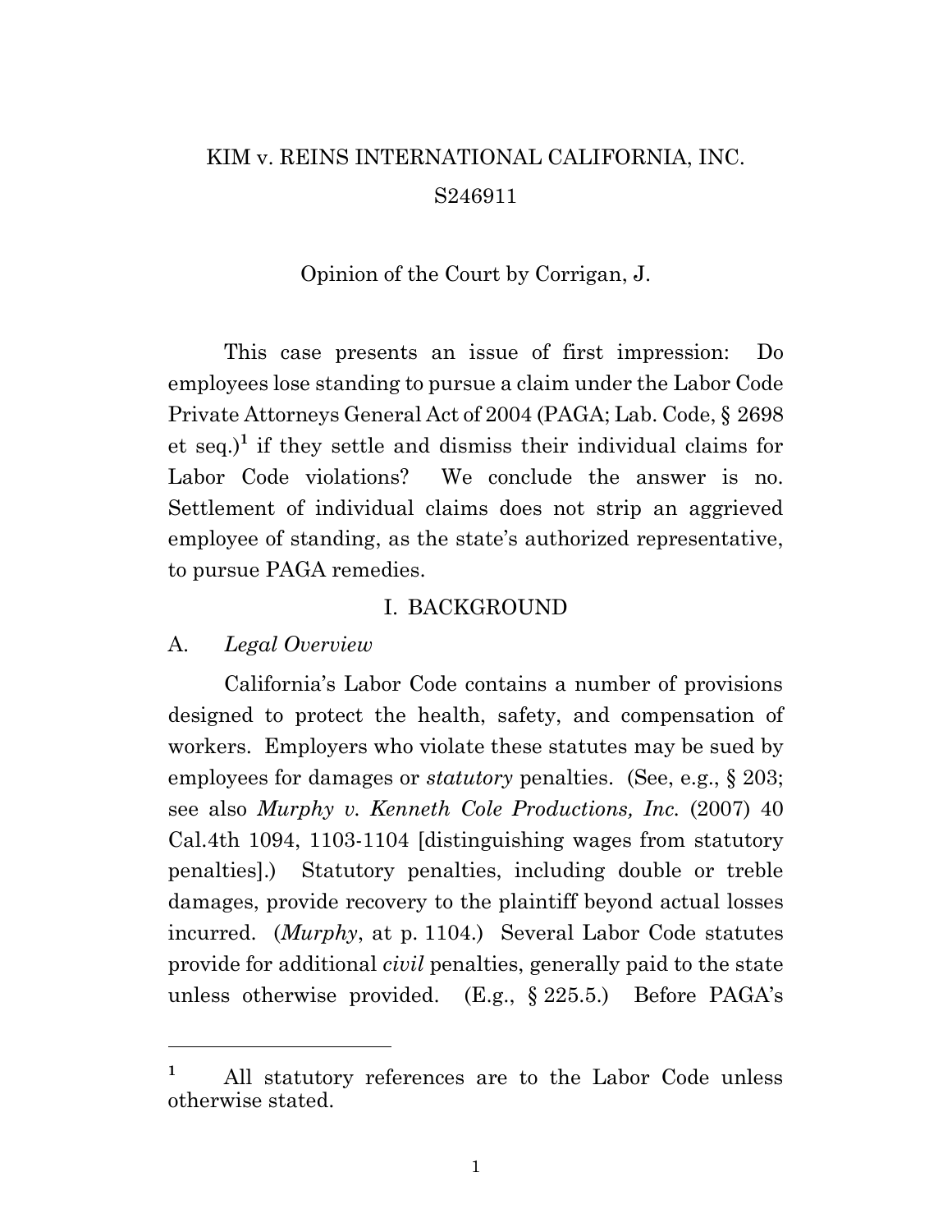KIM v. REINS INTERNATIONAL CALIFORNIA, INC.

S246911

Opinion of the Court by Corrigan, J.

This case presents an issue of first impression: Do employees lose standing to pursue a claim under the Labor Code Private Attorneys General Act of 2004 (PAGA; Lab. Code, § 2698 et seq.)[1] if they settle and dismiss their individual claims for Labor Code violations? We conclude the answer is no. Settlement of individual claims does not strip an aggrieved employee of standing, as the state's authorized representative, to pursue PAGA remedies.

## I. BACKGROUND

### A. *Legal Overview*

California's Labor Code contains a number of provisions designed to protect the health, safety, and compensation of workers. Employers who violate these statutes may be sued by employees for damages or *statutory* penalties. (See, e.g., § 203; see also *Murphy v. Kenneth Cole Productions, Inc.* (2007) 40 Cal.4th 1094, 1103-1104 [distinguishing wages from statutory penalties].) Statutory penalties, including double or treble damages, provide recovery to the plaintiff beyond actual losses incurred. (*Murphy*, at p. 1104.) Several Labor Code statutes provide for additional *civil* penalties, generally paid to the state unless otherwise provided. (E.g., § 225.5.) Before PAGA's

---

[1] All statutory references are to the Labor Code unless otherwise stated.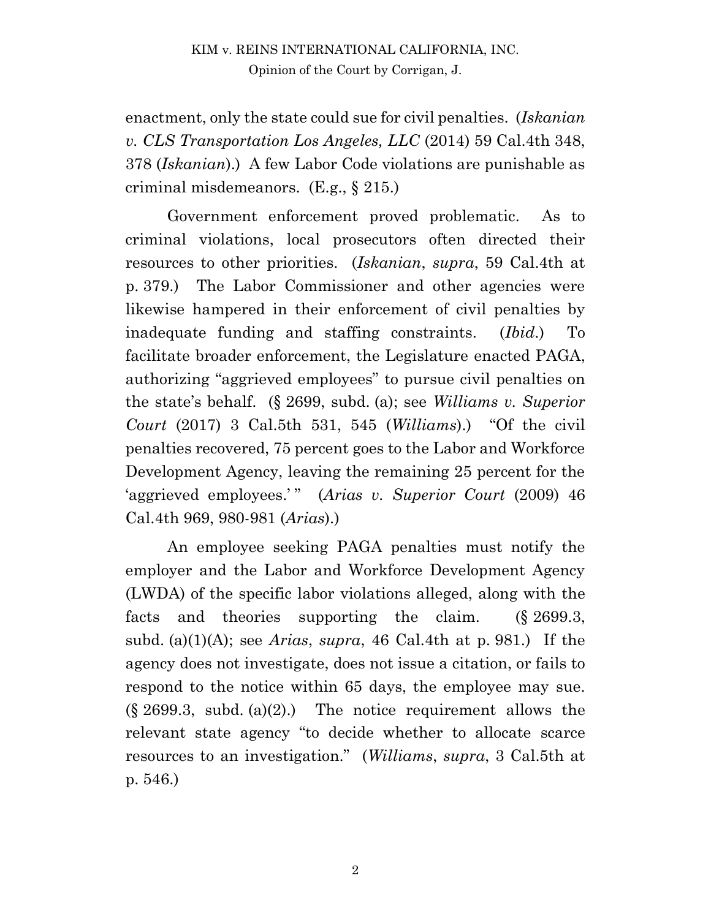enactment, only the state could sue for civil penalties. (*Iskanian v. CLS Transportation Los Angeles, LLC* (2014) 59 Cal.4th 348, 378 (*Iskanian*).) A few Labor Code violations are punishable as criminal misdemeanors. (E.g., § 215.)

Government enforcement proved problematic. As to criminal violations, local prosecutors often directed their resources to other priorities. (*Iskanian*, *supra*, 59 Cal.4th at p. 379.) The Labor Commissioner and other agencies were likewise hampered in their enforcement of civil penalties by inadequate funding and staffing constraints. (*Ibid*.) To facilitate broader enforcement, the Legislature enacted PAGA, authorizing "aggrieved employees" to pursue civil penalties on the state's behalf. (§ 2699, subd. (a); see *Williams v. Superior Court* (2017) 3 Cal.5th 531, 545 (*Williams*).) "Of the civil penalties recovered, 75 percent goes to the Labor and Workforce Development Agency, leaving the remaining 25 percent for the 'aggrieved employees.'" (*Arias v. Superior Court* (2009) 46 Cal.4th 969, 980-981 (*Arias*).)

An employee seeking PAGA penalties must notify the employer and the Labor and Workforce Development Agency (LWDA) of the specific labor violations alleged, along with the facts and theories supporting the claim. (§ 2699.3, subd. (a)(1)(A); see *Arias*, *supra*, 46 Cal.4th at p. 981.) If the agency does not investigate, does not issue a citation, or fails to respond to the notice within 65 days, the employee may sue. (§ 2699.3, subd. (a)(2).) The notice requirement allows the relevant state agency "to decide whether to allocate scarce resources to an investigation." (*Williams*, *supra*, 3 Cal.5th at p. 546.)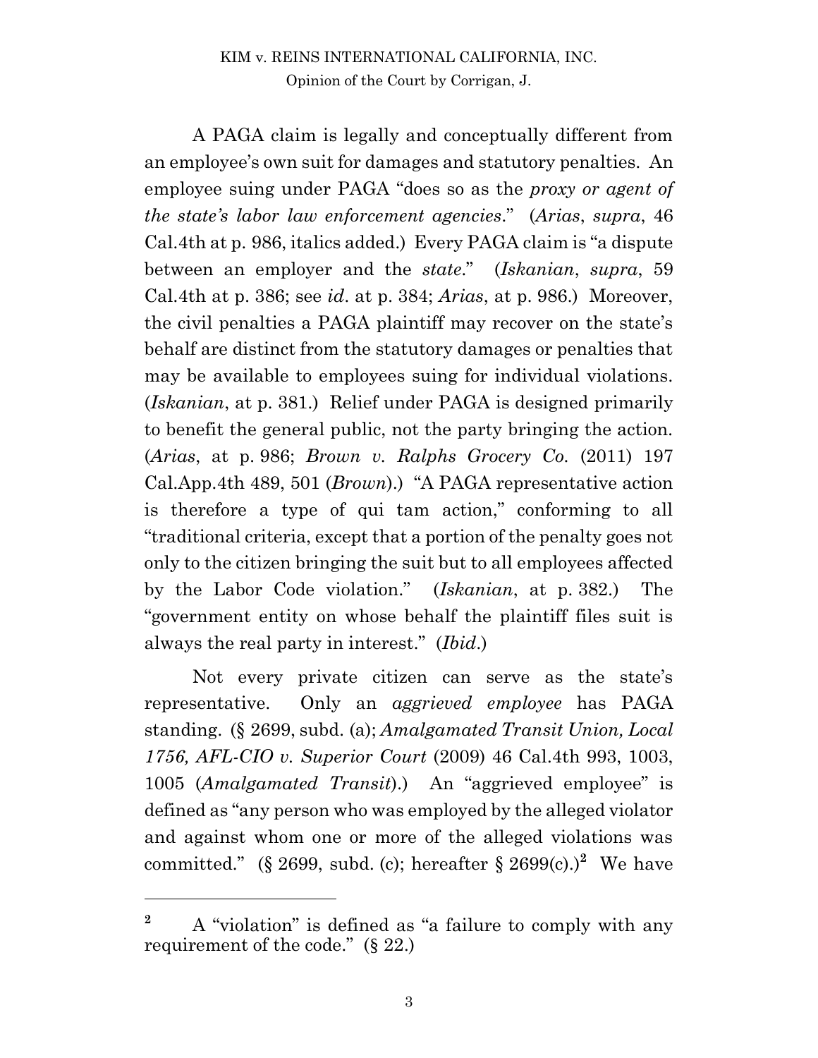A PAGA claim is legally and conceptually different from an employee's own suit for damages and statutory penalties. An employee suing under PAGA "does so as the *proxy or agent of the state's labor law enforcement agencies*." (*Arias*, *supra*, 46 Cal.4th at p. 986, italics added.) Every PAGA claim is "a dispute between an employer and the *state*." (*Iskanian*, *supra*, 59 Cal.4th at p. 386; see *id*. at p. 384; *Arias*, at p. 986.) Moreover, the civil penalties a PAGA plaintiff may recover on the state's behalf are distinct from the statutory damages or penalties that may be available to employees suing for individual violations. (*Iskanian*, at p. 381.) Relief under PAGA is designed primarily to benefit the general public, not the party bringing the action. (*Arias*, at p. 986; *Brown v. Ralphs Grocery Co.* (2011) 197 Cal.App.4th 489, 501 (*Brown*).) "A PAGA representative action is therefore a type of qui tam action," conforming to all "traditional criteria, except that a portion of the penalty goes not only to the citizen bringing the suit but to all employees affected by the Labor Code violation." (*Iskanian*, at p. 382.) The "government entity on whose behalf the plaintiff files suit is always the real party in interest." (*Ibid*.)

Not every private citizen can serve as the state's representative. Only an *aggrieved employee* has PAGA standing. (§ 2699, subd. (a); *Amalgamated Transit Union, Local 1756, AFL-CIO v. Superior Court* (2009) 46 Cal.4th 993, 1003, 1005 (*Amalgamated Transit*).) An "aggrieved employee" is defined as "any person who was employed by the alleged violator and against whom one or more of the alleged violations was committed." (§ 2699, subd. (c); hereafter § 2699(c).)[2] We have

---

[2] A "violation" is defined as "a failure to comply with any requirement of the code." (§ 22.)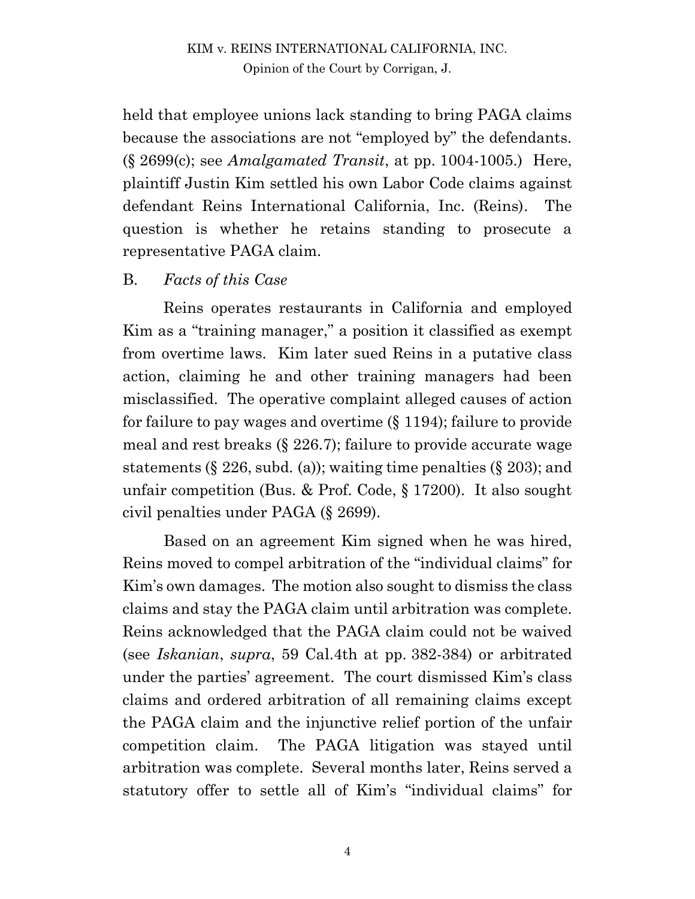held that employee unions lack standing to bring PAGA claims because the associations are not "employed by" the defendants. (§ 2699(c); see *Amalgamated Transit*, at pp. 1004-1005.) Here, plaintiff Justin Kim settled his own Labor Code claims against defendant Reins International California, Inc. (Reins). The question is whether he retains standing to prosecute a representative PAGA claim.

B. *Facts of this Case*

Reins operates restaurants in California and employed Kim as a "training manager," a position it classified as exempt from overtime laws. Kim later sued Reins in a putative class action, claiming he and other training managers had been misclassified. The operative complaint alleged causes of action for failure to pay wages and overtime (§ 1194); failure to provide meal and rest breaks (§ 226.7); failure to provide accurate wage statements (§ 226, subd. (a)); waiting time penalties (§ 203); and unfair competition (Bus. & Prof. Code, § 17200). It also sought civil penalties under PAGA (§ 2699).

Based on an agreement Kim signed when he was hired, Reins moved to compel arbitration of the "individual claims" for Kim's own damages. The motion also sought to dismiss the class claims and stay the PAGA claim until arbitration was complete. Reins acknowledged that the PAGA claim could not be waived (see *Iskanian*, *supra*, 59 Cal.4th at pp. 382-384) or arbitrated under the parties' agreement. The court dismissed Kim's class claims and ordered arbitration of all remaining claims except the PAGA claim and the injunctive relief portion of the unfair competition claim. The PAGA litigation was stayed until arbitration was complete. Several months later, Reins served a statutory offer to settle all of Kim's "individual claims" for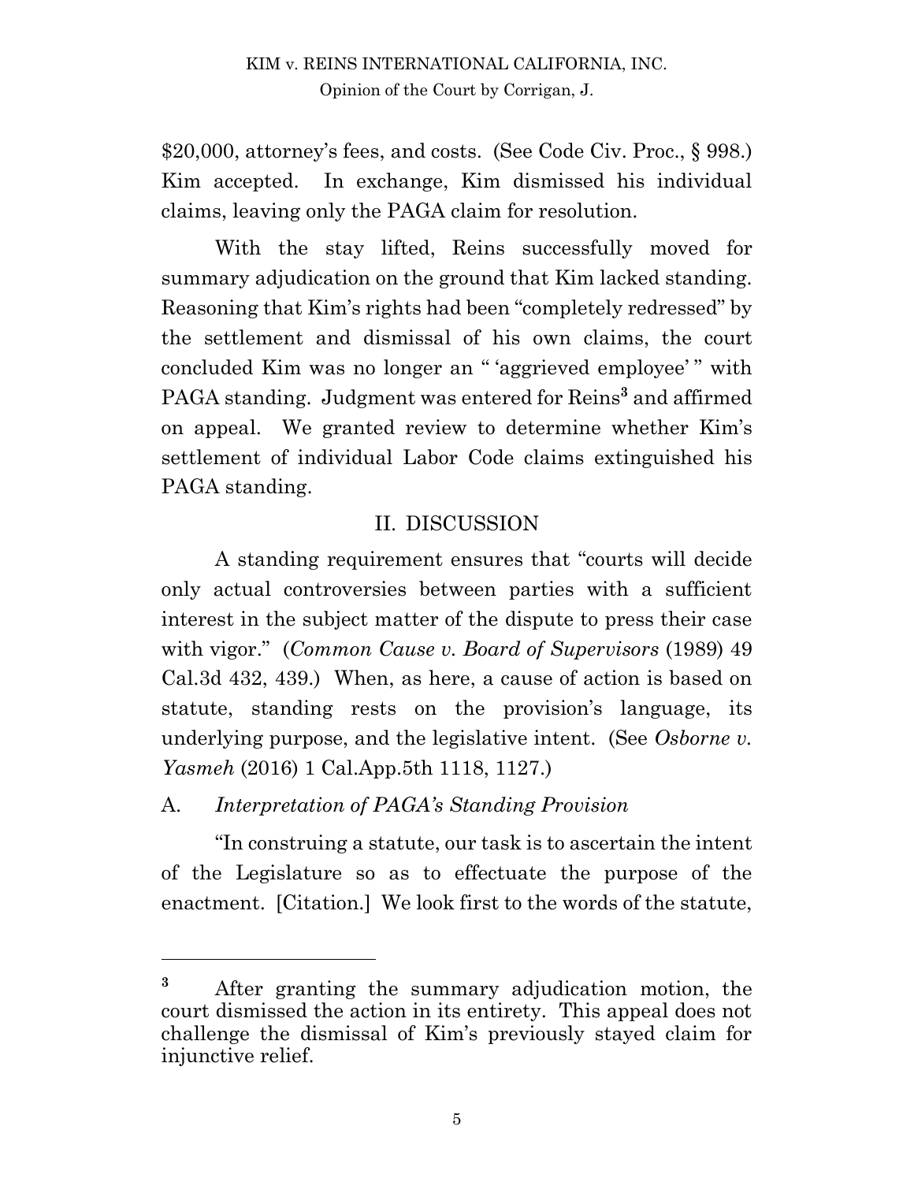$20,000, attorney's fees, and costs. (See Code Civ. Proc., § 998.) Kim accepted. In exchange, Kim dismissed his individual claims, leaving only the PAGA claim for resolution.

With the stay lifted, Reins successfully moved for summary adjudication on the ground that Kim lacked standing. Reasoning that Kim's rights had been "completely redressed" by the settlement and dismissal of his own claims, the court concluded Kim was no longer an " 'aggrieved employee' " with PAGA standing. Judgment was entered for Reins[3] and affirmed on appeal. We granted review to determine whether Kim's settlement of individual Labor Code claims extinguished his PAGA standing.

## II. DISCUSSION

A standing requirement ensures that "courts will decide only actual controversies between parties with a sufficient interest in the subject matter of the dispute to press their case with vigor." (*Common Cause v. Board of Supervisors* (1989) 49 Cal.3d 432, 439.) When, as here, a cause of action is based on statute, standing rests on the provision's language, its underlying purpose, and the legislative intent. (See *Osborne v. Yasmeh* (2016) 1 Cal.App.5th 1118, 1127.)

### A. *Interpretation of PAGA's Standing Provision*

"In construing a statute, our task is to ascertain the intent of the Legislature so as to effectuate the purpose of the enactment. [Citation.] We look first to the words of the statute,

---

[3] After granting the summary adjudication motion, the court dismissed the action in its entirety. This appeal does not challenge the dismissal of Kim's previously stayed claim for injunctive relief.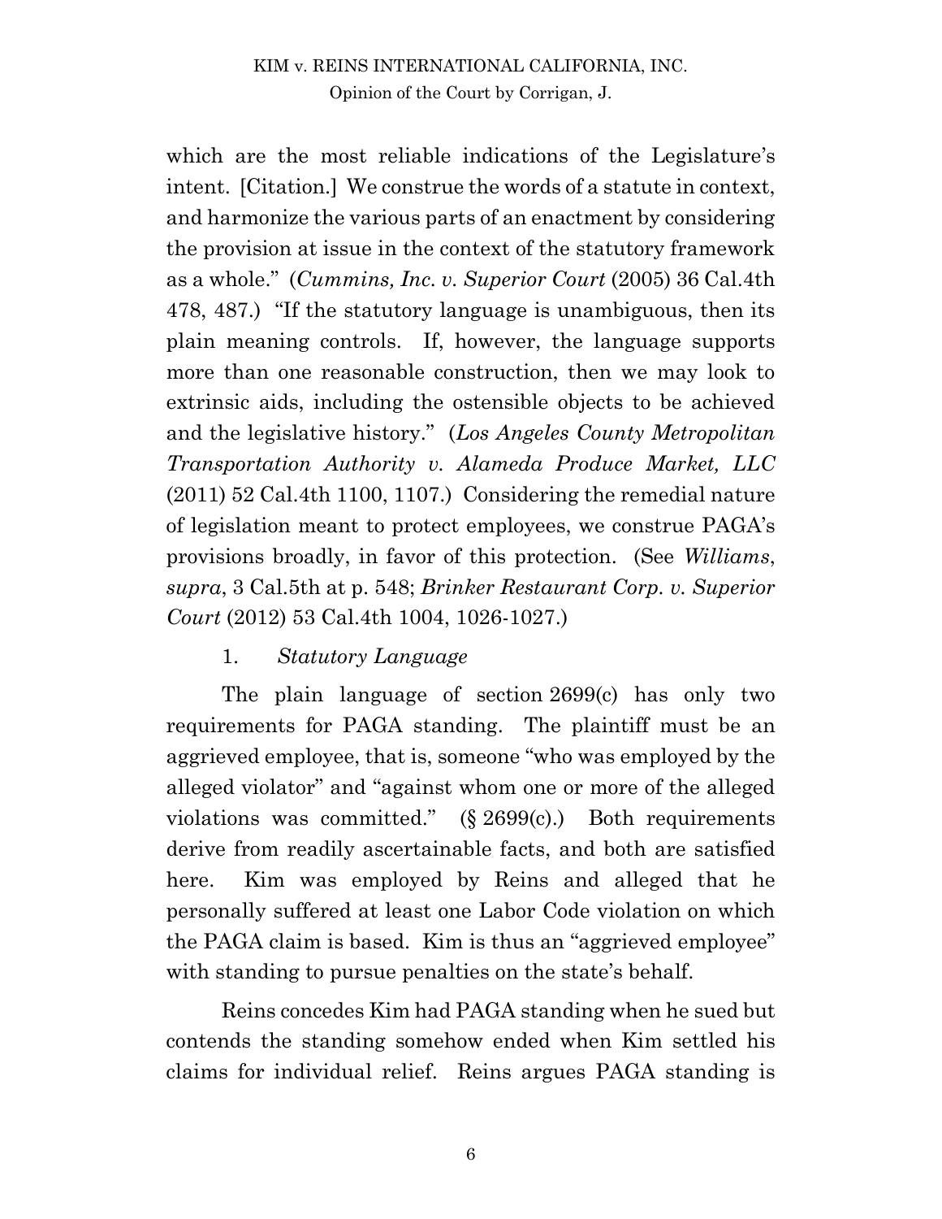which are the most reliable indications of the Legislature's intent. [Citation.] We construe the words of a statute in context, and harmonize the various parts of an enactment by considering the provision at issue in the context of the statutory framework as a whole." (*Cummins, Inc. v. Superior Court* (2005) 36 Cal.4th 478, 487.) "If the statutory language is unambiguous, then its plain meaning controls. If, however, the language supports more than one reasonable construction, then we may look to extrinsic aids, including the ostensible objects to be achieved and the legislative history." (*Los Angeles County Metropolitan Transportation Authority v. Alameda Produce Market, LLC* (2011) 52 Cal.4th 1100, 1107.) Considering the remedial nature of legislation meant to protect employees, we construe PAGA's provisions broadly, in favor of this protection. (See *Williams*, *supra*, 3 Cal.5th at p. 548; *Brinker Restaurant Corp. v. Superior Court* (2012) 53 Cal.4th 1004, 1026-1027.)

### 1. *Statutory Language*

The plain language of section 2699(c) has only two requirements for PAGA standing. The plaintiff must be an aggrieved employee, that is, someone "who was employed by the alleged violator" and "against whom one or more of the alleged violations was committed." (§ 2699(c).) Both requirements derive from readily ascertainable facts, and both are satisfied here. Kim was employed by Reins and alleged that he personally suffered at least one Labor Code violation on which the PAGA claim is based. Kim is thus an "aggrieved employee" with standing to pursue penalties on the state's behalf.

Reins concedes Kim had PAGA standing when he sued but contends the standing somehow ended when Kim settled his claims for individual relief. Reins argues PAGA standing is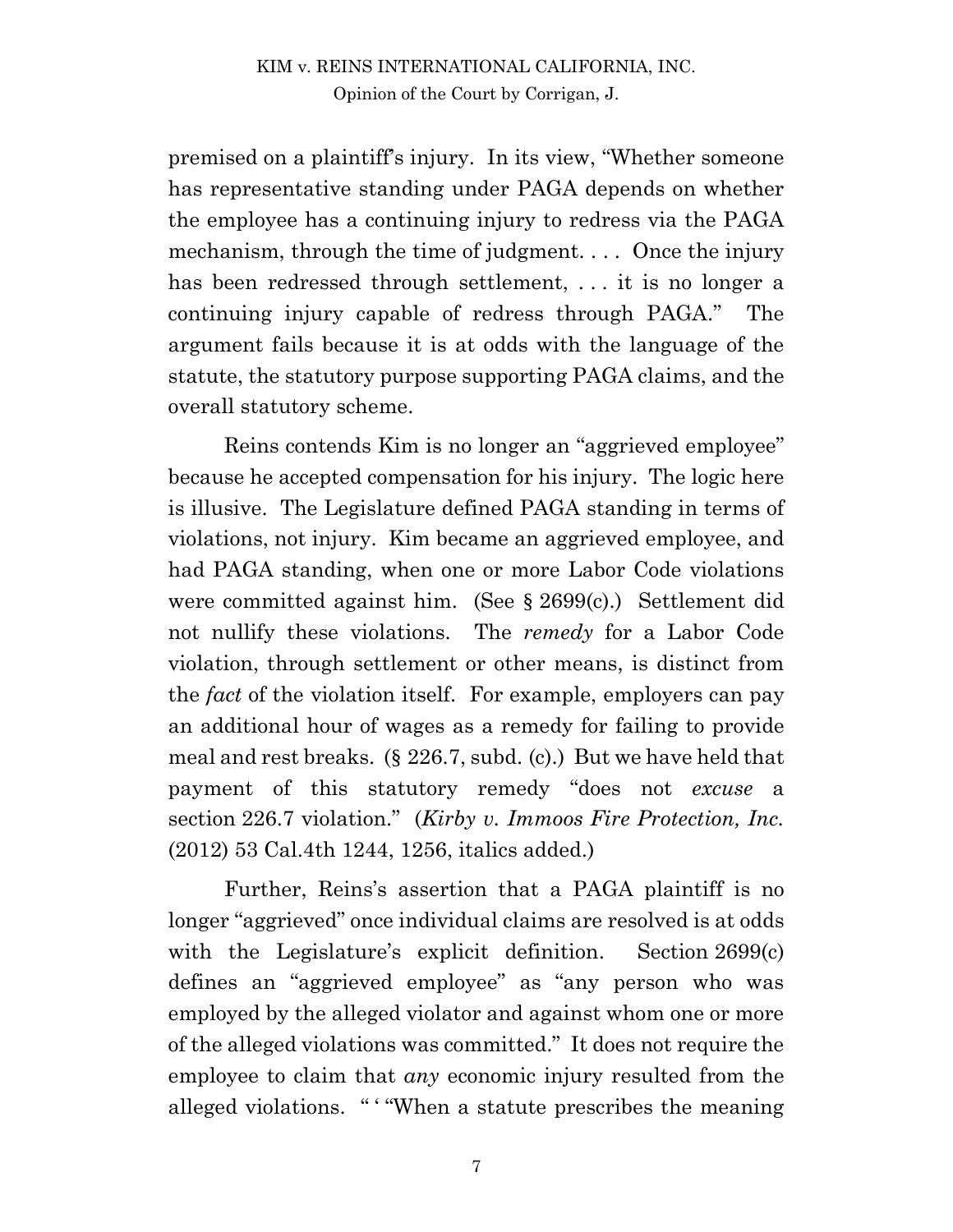premised on a plaintiff's injury. In its view, "Whether someone has representative standing under PAGA depends on whether the employee has a continuing injury to redress via the PAGA mechanism, through the time of judgment. . . . Once the injury has been redressed through settlement, . . . it is no longer a continuing injury capable of redress through PAGA." The argument fails because it is at odds with the language of the statute, the statutory purpose supporting PAGA claims, and the overall statutory scheme.

Reins contends Kim is no longer an "aggrieved employee" because he accepted compensation for his injury. The logic here is illusive. The Legislature defined PAGA standing in terms of violations, not injury. Kim became an aggrieved employee, and had PAGA standing, when one or more Labor Code violations were committed against him. (See § 2699(c).) Settlement did not nullify these violations. The *remedy* for a Labor Code violation, through settlement or other means, is distinct from the *fact* of the violation itself. For example, employers can pay an additional hour of wages as a remedy for failing to provide meal and rest breaks. (§ 226.7, subd. (c).) But we have held that payment of this statutory remedy "does not *excuse* a section 226.7 violation." (*Kirby v. Immoos Fire Protection, Inc.* (2012) 53 Cal.4th 1244, 1256, italics added.)

Further, Reins's assertion that a PAGA plaintiff is no longer "aggrieved" once individual claims are resolved is at odds with the Legislature's explicit definition. Section 2699(c) defines an "aggrieved employee" as "any person who was employed by the alleged violator and against whom one or more of the alleged violations was committed." It does not require the employee to claim that *any* economic injury resulted from the alleged violations. " ' "When a statute prescribes the meaning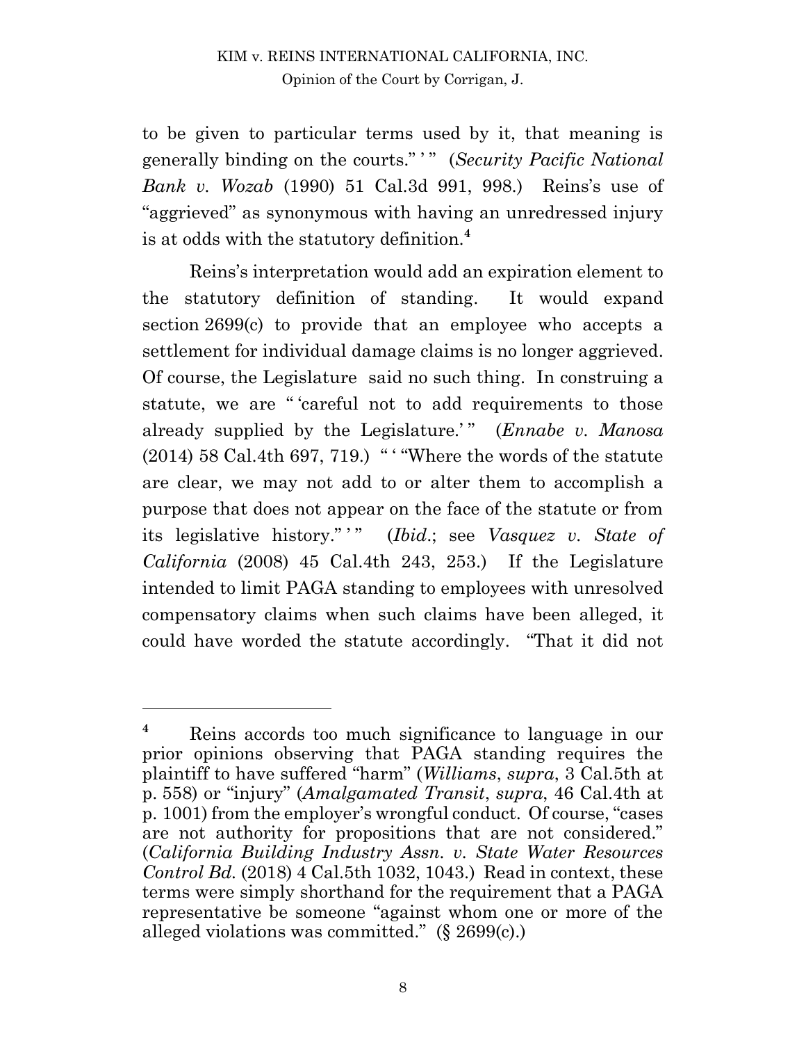to be given to particular terms used by it, that meaning is generally binding on the courts." ' " (*Security Pacific National Bank v. Wozab* (1990) 51 Cal.3d 991, 998.) Reins's use of "aggrieved" as synonymous with having an unredressed injury is at odds with the statutory definition.[4]

Reins's interpretation would add an expiration element to the statutory definition of standing. It would expand section 2699(c) to provide that an employee who accepts a settlement for individual damage claims is no longer aggrieved. Of course, the Legislature said no such thing. In construing a statute, we are " 'careful not to add requirements to those already supplied by the Legislature.' " (*Ennabe v. Manosa* (2014) 58 Cal.4th 697, 719.) " ' "Where the words of the statute are clear, we may not add to or alter them to accomplish a purpose that does not appear on the face of the statute or from its legislative history." ' " (*Ibid*.; see *Vasquez v. State of California* (2008) 45 Cal.4th 243, 253.) If the Legislature intended to limit PAGA standing to employees with unresolved compensatory claims when such claims have been alleged, it could have worded the statute accordingly. "That it did not

---

[4] Reins accords too much significance to language in our prior opinions observing that PAGA standing requires the plaintiff to have suffered "harm" (*Williams*, *supra*, 3 Cal.5th at p. 558) or "injury" (*Amalgamated Transit*, *supra*, 46 Cal.4th at p. 1001) from the employer's wrongful conduct. Of course, "cases are not authority for propositions that are not considered." (*California Building Industry Assn. v. State Water Resources Control Bd.* (2018) 4 Cal.5th 1032, 1043.) Read in context, these terms were simply shorthand for the requirement that a PAGA representative be someone "against whom one or more of the alleged violations was committed." (§ 2699(c).)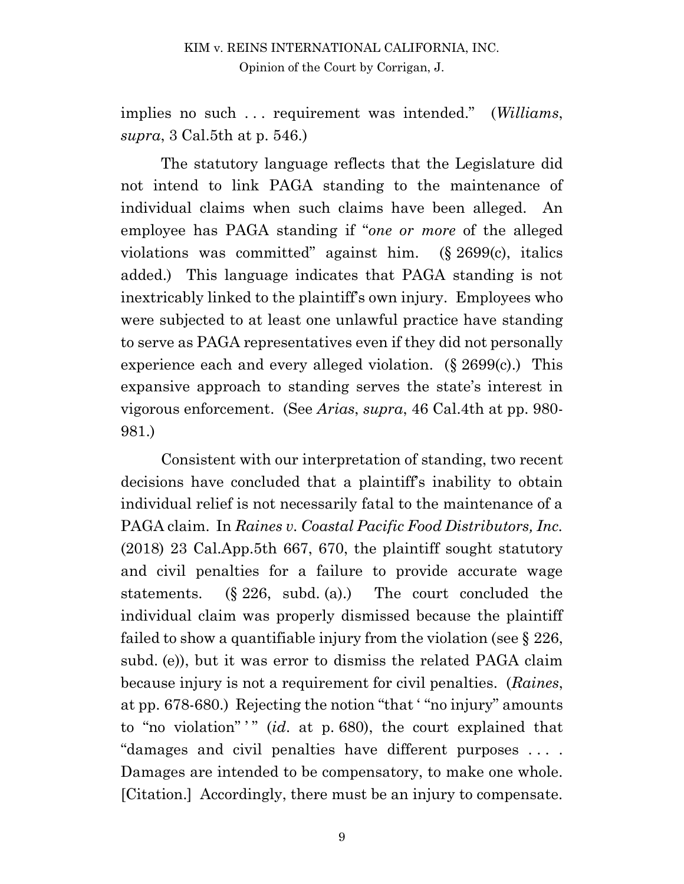implies no such . . . requirement was intended." (*Williams*, *supra*, 3 Cal.5th at p. 546.)

The statutory language reflects that the Legislature did not intend to link PAGA standing to the maintenance of individual claims when such claims have been alleged. An employee has PAGA standing if "*one or more* of the alleged violations was committed" against him. (§ 2699(c), italics added.) This language indicates that PAGA standing is not inextricably linked to the plaintiff's own injury. Employees who were subjected to at least one unlawful practice have standing to serve as PAGA representatives even if they did not personally experience each and every alleged violation. (§ 2699(c).) This expansive approach to standing serves the state's interest in vigorous enforcement. (See *Arias*, *supra*, 46 Cal.4th at pp. 980-981.)

Consistent with our interpretation of standing, two recent decisions have concluded that a plaintiff's inability to obtain individual relief is not necessarily fatal to the maintenance of a PAGA claim. In *Raines v. Coastal Pacific Food Distributors, Inc.* (2018) 23 Cal.App.5th 667, 670, the plaintiff sought statutory and civil penalties for a failure to provide accurate wage statements. (§ 226, subd. (a).) The court concluded the individual claim was properly dismissed because the plaintiff failed to show a quantifiable injury from the violation (see § 226, subd. (e)), but it was error to dismiss the related PAGA claim because injury is not a requirement for civil penalties. (*Raines*, at pp. 678-680.) Rejecting the notion "that ' "no injury" amounts to "no violation" ' " (*id*. at p. 680), the court explained that "damages and civil penalties have different purposes . . . . Damages are intended to be compensatory, to make one whole. [Citation.] Accordingly, there must be an injury to compensate.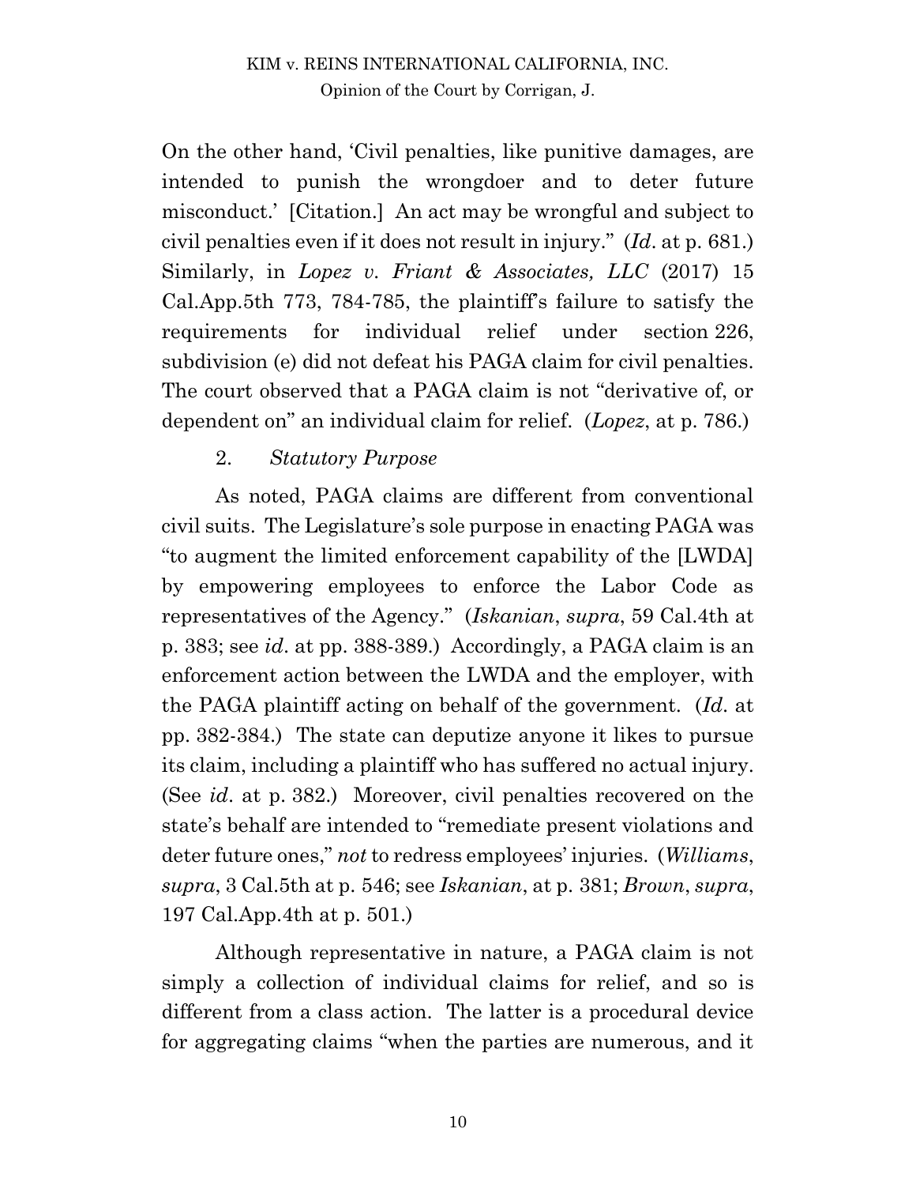On the other hand, 'Civil penalties, like punitive damages, are intended to punish the wrongdoer and to deter future misconduct.' [Citation.] An act may be wrongful and subject to civil penalties even if it does not result in injury." (*Id*. at p. 681.) Similarly, in *Lopez v. Friant & Associates, LLC* (2017) 15 Cal.App.5th 773, 784-785, the plaintiff's failure to satisfy the requirements for individual relief under section 226, subdivision (e) did not defeat his PAGA claim for civil penalties. The court observed that a PAGA claim is not "derivative of, or dependent on" an individual claim for relief. (*Lopez*, at p. 786.)

2. *Statutory Purpose*

As noted, PAGA claims are different from conventional civil suits. The Legislature's sole purpose in enacting PAGA was "to augment the limited enforcement capability of the [LWDA] by empowering employees to enforce the Labor Code as representatives of the Agency." (*Iskanian*, *supra*, 59 Cal.4th at p. 383; see *id*. at pp. 388-389.) Accordingly, a PAGA claim is an enforcement action between the LWDA and the employer, with the PAGA plaintiff acting on behalf of the government. (*Id*. at pp. 382-384.) The state can deputize anyone it likes to pursue its claim, including a plaintiff who has suffered no actual injury. (See *id*. at p. 382.) Moreover, civil penalties recovered on the state's behalf are intended to "remediate present violations and deter future ones," *not* to redress employees' injuries. (*Williams*, *supra*, 3 Cal.5th at p. 546; see *Iskanian*, at p. 381; *Brown*, *supra*, 197 Cal.App.4th at p. 501.)

Although representative in nature, a PAGA claim is not simply a collection of individual claims for relief, and so is different from a class action. The latter is a procedural device for aggregating claims "when the parties are numerous, and it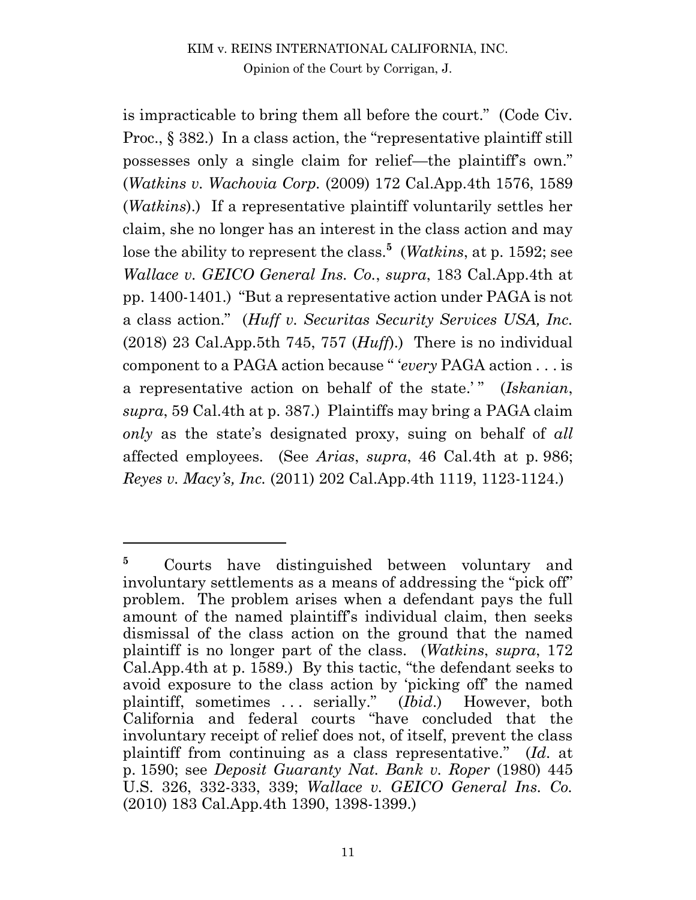is impracticable to bring them all before the court." (Code Civ. Proc., § 382.) In a class action, the "representative plaintiff still possesses only a single claim for relief—the plaintiff's own." (*Watkins v. Wachovia Corp.* (2009) 172 Cal.App.4th 1576, 1589 (*Watkins*).) If a representative plaintiff voluntarily settles her claim, she no longer has an interest in the class action and may lose the ability to represent the class.[5] (*Watkins*, at p. 1592; see *Wallace v. GEICO General Ins. Co.*, *supra*, 183 Cal.App.4th at pp. 1400-1401.) "But a representative action under PAGA is not a class action." (*Huff v. Securitas Security Services USA, Inc.* (2018) 23 Cal.App.5th 745, 757 (*Huff*).) There is no individual component to a PAGA action because " '*every* PAGA action . . . is a representative action on behalf of the state.' " (*Iskanian*, *supra*, 59 Cal.4th at p. 387.) Plaintiffs may bring a PAGA claim *only* as the state's designated proxy, suing on behalf of *all* affected employees. (See *Arias*, *supra*, 46 Cal.4th at p. 986; *Reyes v. Macy's, Inc.* (2011) 202 Cal.App.4th 1119, 1123-1124.)

---

[5] Courts have distinguished between voluntary and involuntary settlements as a means of addressing the "pick off" problem. The problem arises when a defendant pays the full amount of the named plaintiff's individual claim, then seeks dismissal of the class action on the ground that the named plaintiff is no longer part of the class. (*Watkins*, *supra*, 172 Cal.App.4th at p. 1589.) By this tactic, "the defendant seeks to avoid exposure to the class action by 'picking off' the named plaintiff, sometimes . . . serially." (*Ibid*.) However, both California and federal courts "have concluded that the involuntary receipt of relief does not, of itself, prevent the class plaintiff from continuing as a class representative." (*Id*. at p. 1590; see *Deposit Guaranty Nat. Bank v. Roper* (1980) 445 U.S. 326, 332-333, 339; *Wallace v. GEICO General Ins. Co.* (2010) 183 Cal.App.4th 1390, 1398-1399.)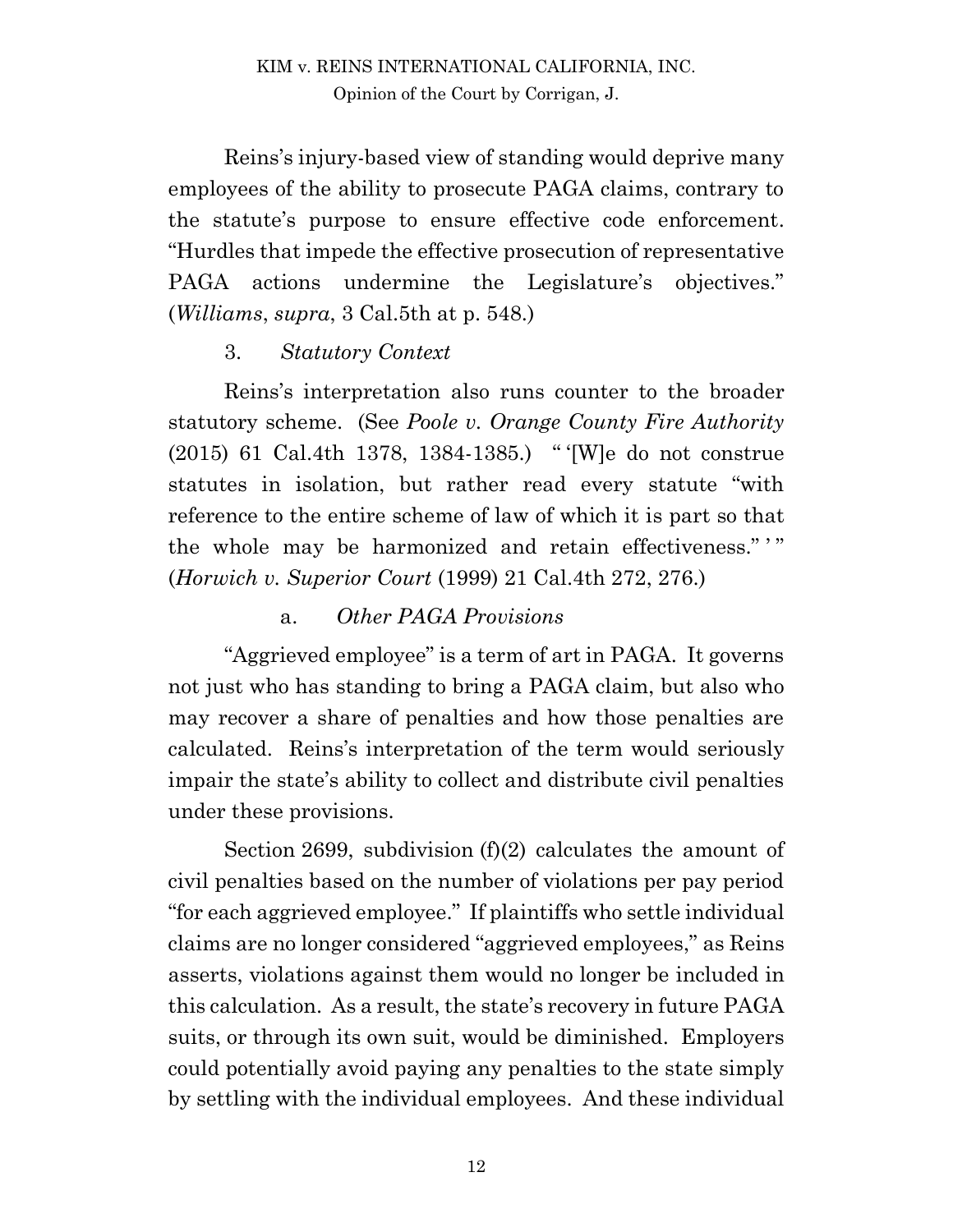Reins's injury-based view of standing would deprive many employees of the ability to prosecute PAGA claims, contrary to the statute's purpose to ensure effective code enforcement. "Hurdles that impede the effective prosecution of representative PAGA actions undermine the Legislature's objectives." (*Williams*, *supra*, 3 Cal.5th at p. 548.)

### 3. *Statutory Context*

Reins's interpretation also runs counter to the broader statutory scheme. (See *Poole v. Orange County Fire Authority* (2015) 61 Cal.4th 1378, 1384-1385.) " '[W]e do not construe statutes in isolation, but rather read every statute "with reference to the entire scheme of law of which it is part so that the whole may be harmonized and retain effectiveness." ' " (*Horwich v. Superior Court* (1999) 21 Cal.4th 272, 276.)

#### a. *Other PAGA Provisions*

"Aggrieved employee" is a term of art in PAGA. It governs not just who has standing to bring a PAGA claim, but also who may recover a share of penalties and how those penalties are calculated. Reins's interpretation of the term would seriously impair the state's ability to collect and distribute civil penalties under these provisions.

Section 2699, subdivision (f)(2) calculates the amount of civil penalties based on the number of violations per pay period "for each aggrieved employee." If plaintiffs who settle individual claims are no longer considered "aggrieved employees," as Reins asserts, violations against them would no longer be included in this calculation. As a result, the state's recovery in future PAGA suits, or through its own suit, would be diminished. Employers could potentially avoid paying any penalties to the state simply by settling with the individual employees. And these individual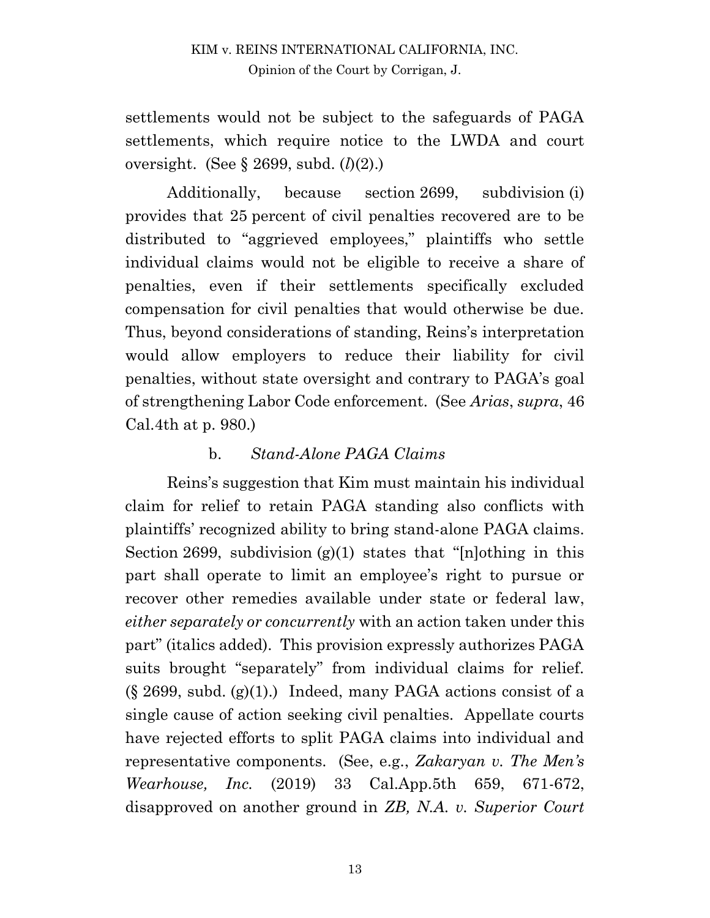settlements would not be subject to the safeguards of PAGA settlements, which require notice to the LWDA and court oversight. (See § 2699, subd. (*l*)(2).)

Additionally, because section 2699, subdivision (i) provides that 25 percent of civil penalties recovered are to be distributed to "aggrieved employees," plaintiffs who settle individual claims would not be eligible to receive a share of penalties, even if their settlements specifically excluded compensation for civil penalties that would otherwise be due. Thus, beyond considerations of standing, Reins's interpretation would allow employers to reduce their liability for civil penalties, without state oversight and contrary to PAGA's goal of strengthening Labor Code enforcement. (See *Arias*, *supra*, 46 Cal.4th at p. 980.)

### b. *Stand-Alone PAGA Claims*

Reins's suggestion that Kim must maintain his individual claim for relief to retain PAGA standing also conflicts with plaintiffs' recognized ability to bring stand-alone PAGA claims. Section 2699, subdivision (g)(1) states that "[n]othing in this part shall operate to limit an employee's right to pursue or recover other remedies available under state or federal law, *either separately or concurrently* with an action taken under this part" (italics added). This provision expressly authorizes PAGA suits brought "separately" from individual claims for relief. (§ 2699, subd. (g)(1).) Indeed, many PAGA actions consist of a single cause of action seeking civil penalties. Appellate courts have rejected efforts to split PAGA claims into individual and representative components. (See, e.g., *Zakaryan v. The Men's Wearhouse, Inc.* (2019) 33 Cal.App.5th 659, 671-672, disapproved on another ground in *ZB, N.A. v. Superior Court*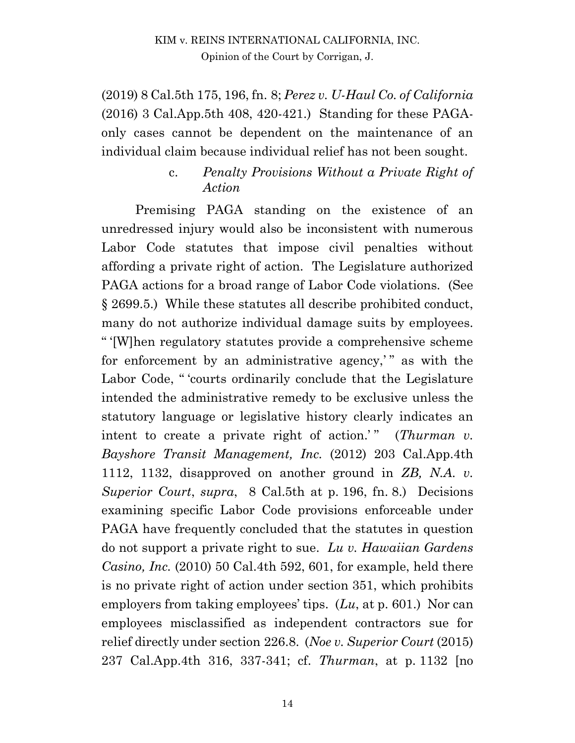(2019) 8 Cal.5th 175, 196, fn. 8; *Perez v. U-Haul Co. of California* (2016) 3 Cal.App.5th 408, 420-421.) Standing for these PAGA-only cases cannot be dependent on the maintenance of an individual claim because individual relief has not been sought.

### c. *Penalty Provisions Without a Private Right of Action*

Premising PAGA standing on the existence of an unredressed injury would also be inconsistent with numerous Labor Code statutes that impose civil penalties without affording a private right of action. The Legislature authorized PAGA actions for a broad range of Labor Code violations. (See § 2699.5.) While these statutes all describe prohibited conduct, many do not authorize individual damage suits by employees. " '[W]hen regulatory statutes provide a comprehensive scheme for enforcement by an administrative agency,' " as with the Labor Code, " 'courts ordinarily conclude that the Legislature intended the administrative remedy to be exclusive unless the statutory language or legislative history clearly indicates an intent to create a private right of action.' " (*Thurman v. Bayshore Transit Management, Inc.* (2012) 203 Cal.App.4th 1112, 1132, disapproved on another ground in *ZB, N.A. v. Superior Court*, *supra*, 8 Cal.5th at p. 196, fn. 8.) Decisions examining specific Labor Code provisions enforceable under PAGA have frequently concluded that the statutes in question do not support a private right to sue. *Lu v. Hawaiian Gardens Casino, Inc.* (2010) 50 Cal.4th 592, 601, for example, held there is no private right of action under section 351, which prohibits employers from taking employees' tips. (*Lu*, at p. 601.) Nor can employees misclassified as independent contractors sue for relief directly under section 226.8. (*Noe v. Superior Court* (2015) 237 Cal.App.4th 316, 337-341; cf. *Thurman*, at p. 1132 [no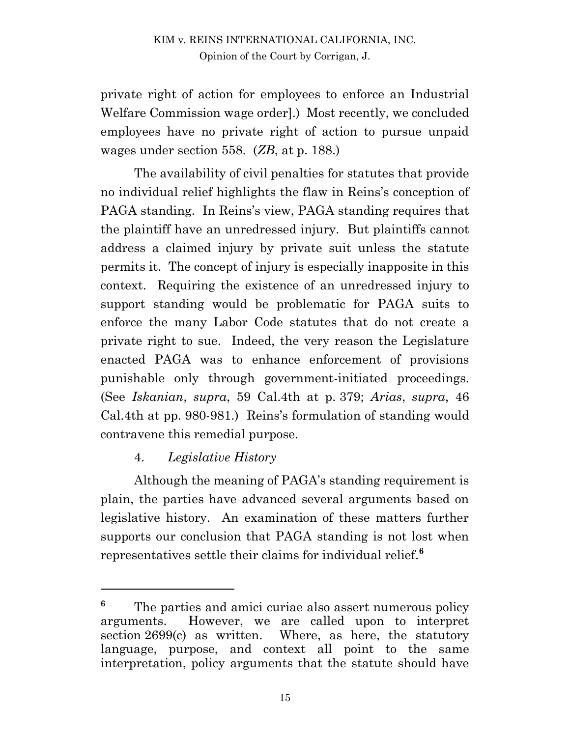private right of action for employees to enforce an Industrial Welfare Commission wage order].) Most recently, we concluded employees have no private right of action to pursue unpaid wages under section 558. (*ZB*, at p. 188.)

The availability of civil penalties for statutes that provide no individual relief highlights the flaw in Reins's conception of PAGA standing. In Reins's view, PAGA standing requires that the plaintiff have an unredressed injury. But plaintiffs cannot address a claimed injury by private suit unless the statute permits it. The concept of injury is especially inapposite in this context. Requiring the existence of an unredressed injury to support standing would be problematic for PAGA suits to enforce the many Labor Code statutes that do not create a private right to sue. Indeed, the very reason the Legislature enacted PAGA was to enhance enforcement of provisions punishable only through government-initiated proceedings. (See *Iskanian*, *supra*, 59 Cal.4th at p. 379; *Arias*, *supra*, 46 Cal.4th at pp. 980-981.) Reins's formulation of standing would contravene this remedial purpose.

### 4. *Legislative History*

Although the meaning of PAGA's standing requirement is plain, the parties have advanced several arguments based on legislative history. An examination of these matters further supports our conclusion that PAGA standing is not lost when representatives settle their claims for individual relief.[6]

---

[6] The parties and amici curiae also assert numerous policy arguments. However, we are called upon to interpret section 2699(c) as written. Where, as here, the statutory language, purpose, and context all point to the same interpretation, policy arguments that the statute should have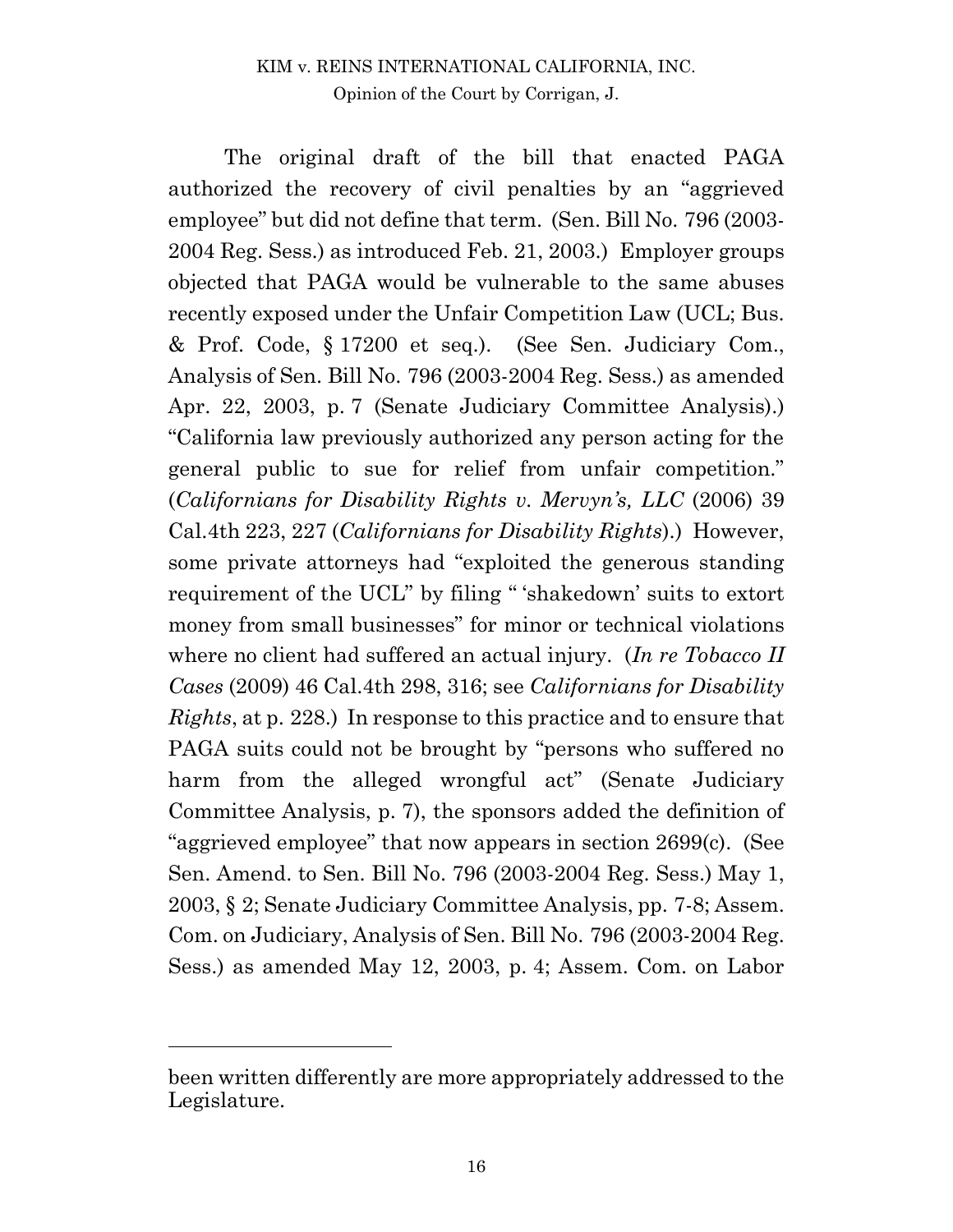The original draft of the bill that enacted PAGA authorized the recovery of civil penalties by an "aggrieved employee" but did not define that term. (Sen. Bill No. 796 (2003-2004 Reg. Sess.) as introduced Feb. 21, 2003.) Employer groups objected that PAGA would be vulnerable to the same abuses recently exposed under the Unfair Competition Law (UCL; Bus. & Prof. Code, § 17200 et seq.). (See Sen. Judiciary Com., Analysis of Sen. Bill No. 796 (2003-2004 Reg. Sess.) as amended Apr. 22, 2003, p. 7 (Senate Judiciary Committee Analysis).) "California law previously authorized any person acting for the general public to sue for relief from unfair competition." (*Californians for Disability Rights v. Mervyn's, LLC* (2006) 39 Cal.4th 223, 227 (*Californians for Disability Rights*).) However, some private attorneys had "exploited the generous standing requirement of the UCL" by filing " 'shakedown' suits to extort money from small businesses" for minor or technical violations where no client had suffered an actual injury. (*In re Tobacco II Cases* (2009) 46 Cal.4th 298, 316; see *Californians for Disability Rights*, at p. 228.) In response to this practice and to ensure that PAGA suits could not be brought by "persons who suffered no harm from the alleged wrongful act" (Senate Judiciary Committee Analysis, p. 7), the sponsors added the definition of "aggrieved employee" that now appears in section 2699(c). (See Sen. Amend. to Sen. Bill No. 796 (2003-2004 Reg. Sess.) May 1, 2003, § 2; Senate Judiciary Committee Analysis, pp. 7-8; Assem. Com. on Judiciary, Analysis of Sen. Bill No. 796 (2003-2004 Reg. Sess.) as amended May 12, 2003, p. 4; Assem. Com. on Labor

---

been written differently are more appropriately addressed to the Legislature.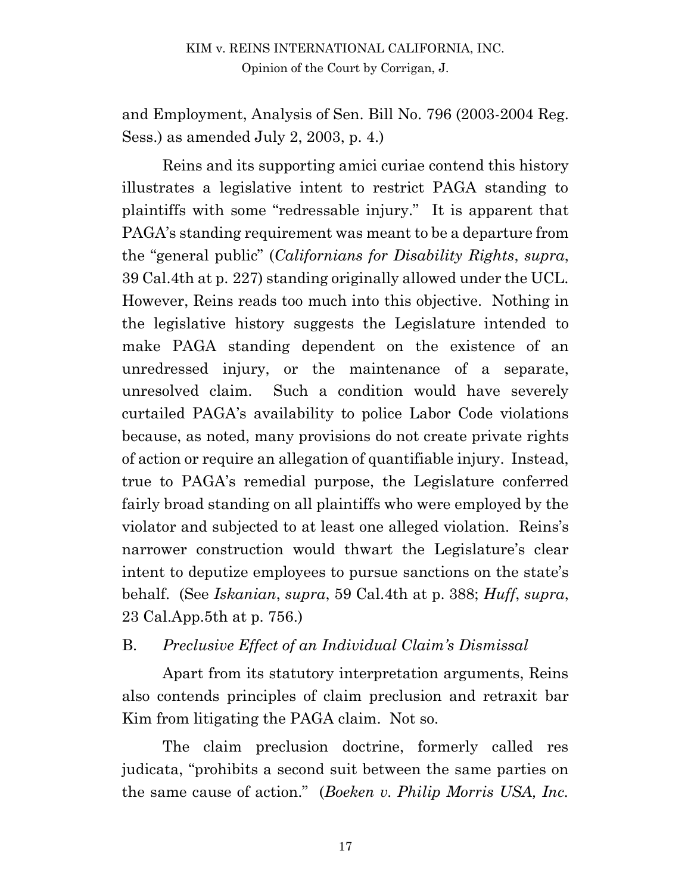and Employment, Analysis of Sen. Bill No. 796 (2003-2004 Reg. Sess.) as amended July 2, 2003, p. 4.)

Reins and its supporting amici curiae contend this history illustrates a legislative intent to restrict PAGA standing to plaintiffs with some "redressable injury." It is apparent that PAGA's standing requirement was meant to be a departure from the "general public" (*Californians for Disability Rights*, *supra*, 39 Cal.4th at p. 227) standing originally allowed under the UCL. However, Reins reads too much into this objective. Nothing in the legislative history suggests the Legislature intended to make PAGA standing dependent on the existence of an unredressed injury, or the maintenance of a separate, unresolved claim. Such a condition would have severely curtailed PAGA's availability to police Labor Code violations because, as noted, many provisions do not create private rights of action or require an allegation of quantifiable injury. Instead, true to PAGA's remedial purpose, the Legislature conferred fairly broad standing on all plaintiffs who were employed by the violator and subjected to at least one alleged violation. Reins's narrower construction would thwart the Legislature's clear intent to deputize employees to pursue sanctions on the state's behalf. (See *Iskanian*, *supra*, 59 Cal.4th at p. 388; *Huff*, *supra*, 23 Cal.App.5th at p. 756.)

B. *Preclusive Effect of an Individual Claim's Dismissal*

Apart from its statutory interpretation arguments, Reins also contends principles of claim preclusion and retraxit bar Kim from litigating the PAGA claim. Not so.

The claim preclusion doctrine, formerly called res judicata, "prohibits a second suit between the same parties on the same cause of action." (*Boeken v. Philip Morris USA, Inc.*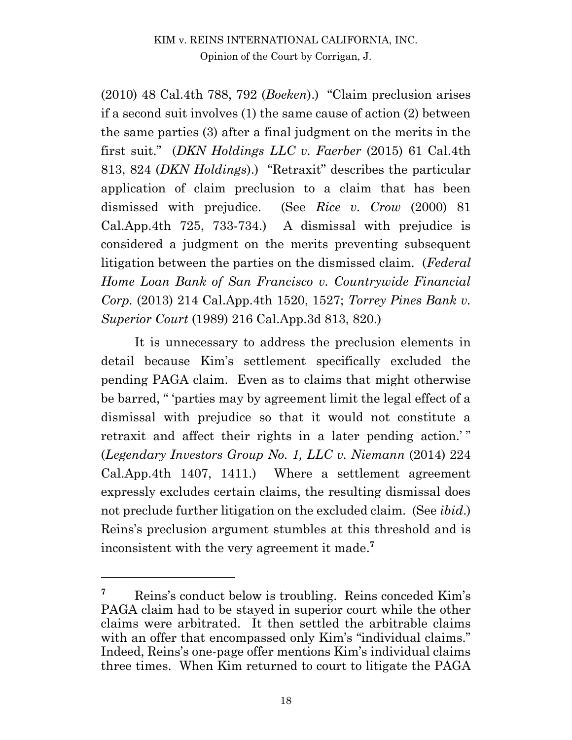(2010) 48 Cal.4th 788, 792 (*Boeken*).) "Claim preclusion arises if a second suit involves (1) the same cause of action (2) between the same parties (3) after a final judgment on the merits in the first suit." (*DKN Holdings LLC v. Faerber* (2015) 61 Cal.4th 813, 824 (*DKN Holdings*).) "Retraxit" describes the particular application of claim preclusion to a claim that has been dismissed with prejudice. (See *Rice v. Crow* (2000) 81 Cal.App.4th 725, 733-734.) A dismissal with prejudice is considered a judgment on the merits preventing subsequent litigation between the parties on the dismissed claim. (*Federal Home Loan Bank of San Francisco v. Countrywide Financial Corp.* (2013) 214 Cal.App.4th 1520, 1527; *Torrey Pines Bank v. Superior Court* (1989) 216 Cal.App.3d 813, 820.)

It is unnecessary to address the preclusion elements in detail because Kim's settlement specifically excluded the pending PAGA claim. Even as to claims that might otherwise be barred, " 'parties may by agreement limit the legal effect of a dismissal with prejudice so that it would not constitute a retraxit and affect their rights in a later pending action.' " (*Legendary Investors Group No. 1, LLC v. Niemann* (2014) 224 Cal.App.4th 1407, 1411.) Where a settlement agreement expressly excludes certain claims, the resulting dismissal does not preclude further litigation on the excluded claim. (See *ibid*.) Reins's preclusion argument stumbles at this threshold and is inconsistent with the very agreement it made.[7]

---

[7] Reins's conduct below is troubling. Reins conceded Kim's PAGA claim had to be stayed in superior court while the other claims were arbitrated. It then settled the arbitrable claims with an offer that encompassed only Kim's "individual claims." Indeed, Reins's one-page offer mentions Kim's individual claims three times. When Kim returned to court to litigate the PAGA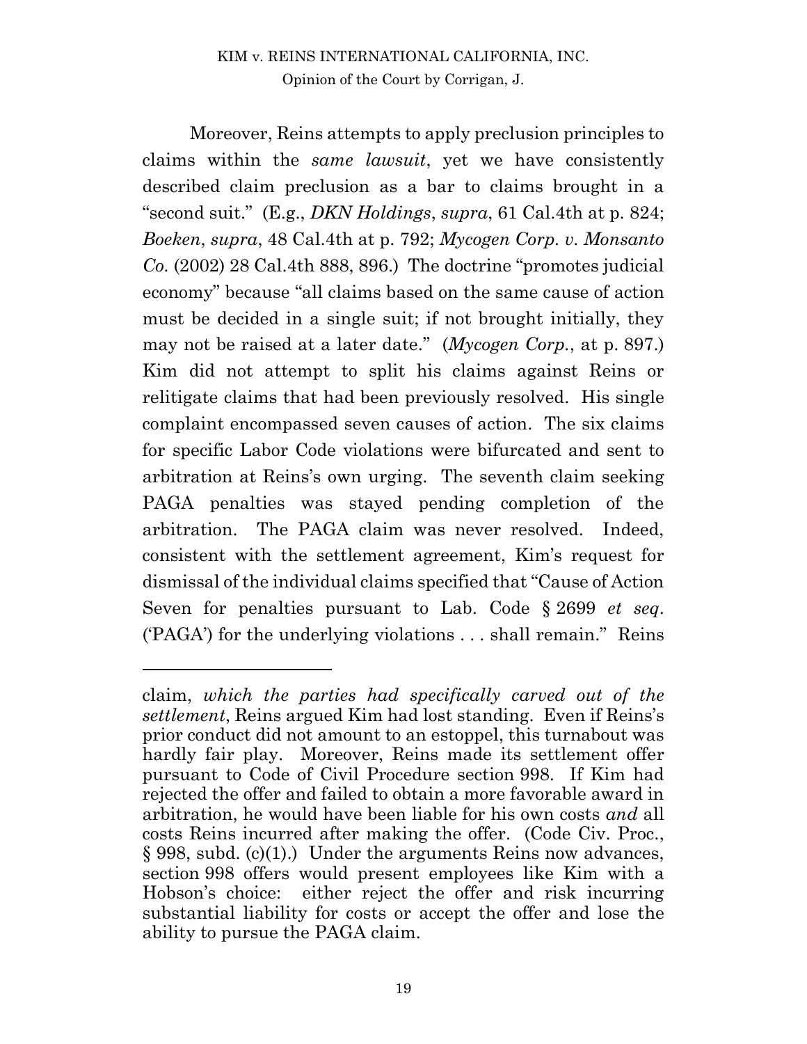Moreover, Reins attempts to apply preclusion principles to claims within the *same lawsuit*, yet we have consistently described claim preclusion as a bar to claims brought in a "second suit." (E.g., *DKN Holdings*, *supra*, 61 Cal.4th at p. 824; *Boeken*, *supra*, 48 Cal.4th at p. 792; *Mycogen Corp. v. Monsanto Co.* (2002) 28 Cal.4th 888, 896.) The doctrine "promotes judicial economy" because "all claims based on the same cause of action must be decided in a single suit; if not brought initially, they may not be raised at a later date." (*Mycogen Corp.*, at p. 897.) Kim did not attempt to split his claims against Reins or relitigate claims that had been previously resolved. His single complaint encompassed seven causes of action. The six claims for specific Labor Code violations were bifurcated and sent to arbitration at Reins's own urging. The seventh claim seeking PAGA penalties was stayed pending completion of the arbitration. The PAGA claim was never resolved. Indeed, consistent with the settlement agreement, Kim's request for dismissal of the individual claims specified that "Cause of Action Seven for penalties pursuant to Lab. Code § 2699 *et seq*. ('PAGA') for the underlying violations . . . shall remain." Reins

---

claim, *which the parties had specifically carved out of the settlement*, Reins argued Kim had lost standing. Even if Reins's prior conduct did not amount to an estoppel, this turnabout was hardly fair play. Moreover, Reins made its settlement offer pursuant to Code of Civil Procedure section 998. If Kim had rejected the offer and failed to obtain a more favorable award in arbitration, he would have been liable for his own costs *and* all costs Reins incurred after making the offer. (Code Civ. Proc., § 998, subd. (c)(1).) Under the arguments Reins now advances, section 998 offers would present employees like Kim with a Hobson's choice: either reject the offer and risk incurring substantial liability for costs or accept the offer and lose the ability to pursue the PAGA claim.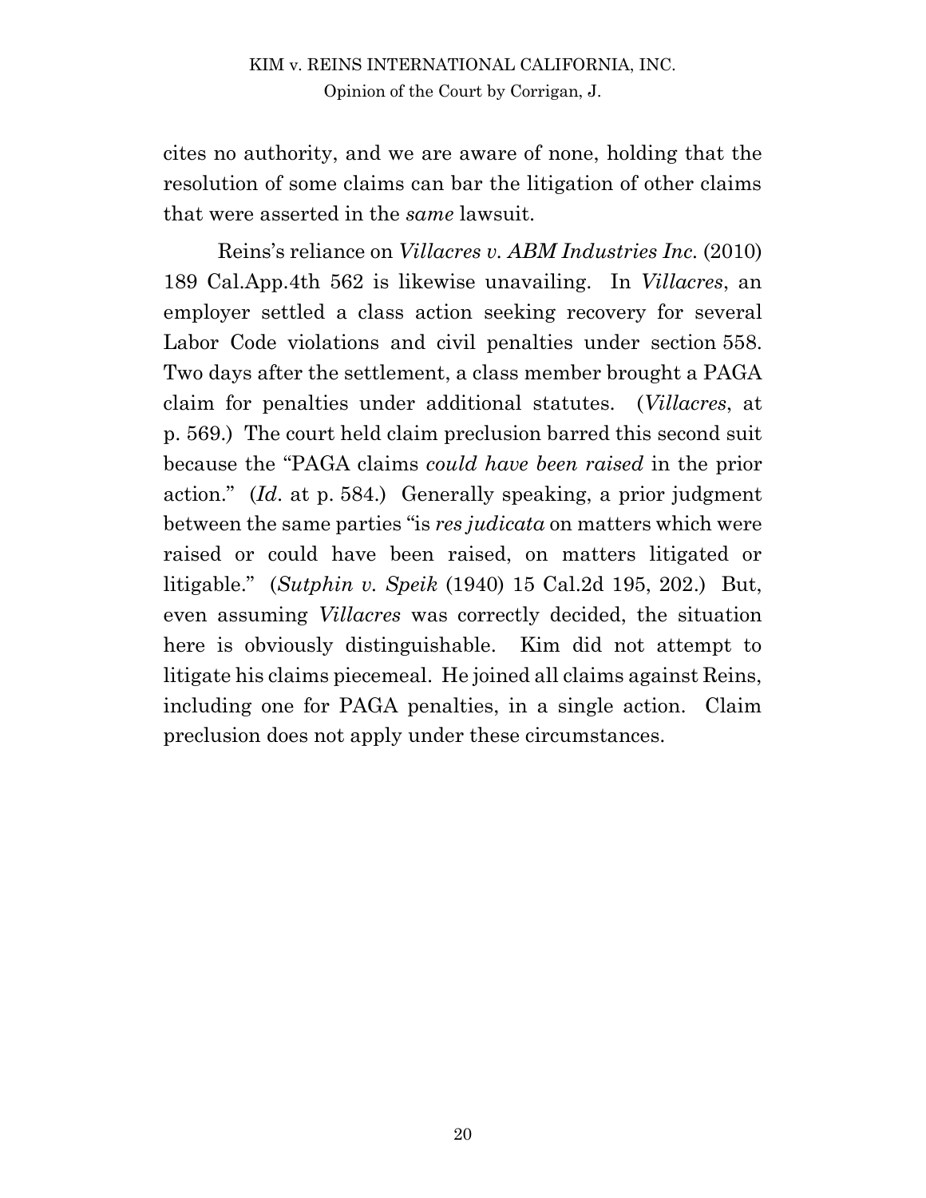cites no authority, and we are aware of none, holding that the resolution of some claims can bar the litigation of other claims that were asserted in the *same* lawsuit.

Reins's reliance on *Villacres v. ABM Industries Inc.* (2010) 189 Cal.App.4th 562 is likewise unavailing. In *Villacres*, an employer settled a class action seeking recovery for several Labor Code violations and civil penalties under section 558. Two days after the settlement, a class member brought a PAGA claim for penalties under additional statutes. (*Villacres*, at p. 569.) The court held claim preclusion barred this second suit because the "PAGA claims *could have been raised* in the prior action." (*Id*. at p. 584.) Generally speaking, a prior judgment between the same parties "is *res judicata* on matters which were raised or could have been raised, on matters litigated or litigable." (*Sutphin v. Speik* (1940) 15 Cal.2d 195, 202.) But, even assuming *Villacres* was correctly decided, the situation here is obviously distinguishable. Kim did not attempt to litigate his claims piecemeal. He joined all claims against Reins, including one for PAGA penalties, in a single action. Claim preclusion does not apply under these circumstances.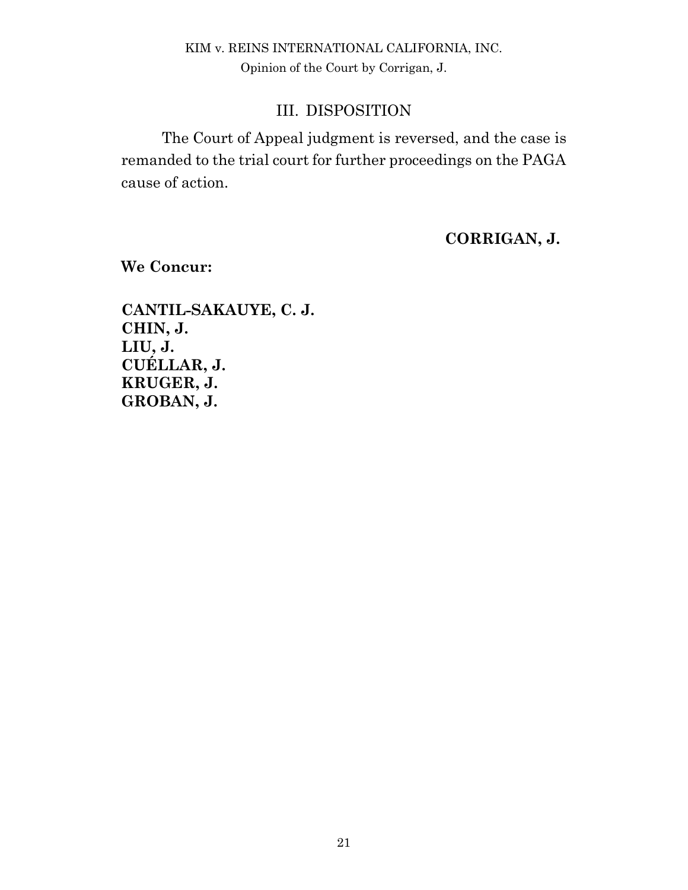## III. DISPOSITION

The Court of Appeal judgment is reversed, and the case is remanded to the trial court for further proceedings on the PAGA cause of action.

**CORRIGAN, J.**

**We Concur:**

**CANTIL-SAKAUYE, C. J.**
**CHIN, J.**
**LIU, J.**
**CUÉLLAR, J.**
**KRUGER, J.**
**GROBAN, J.**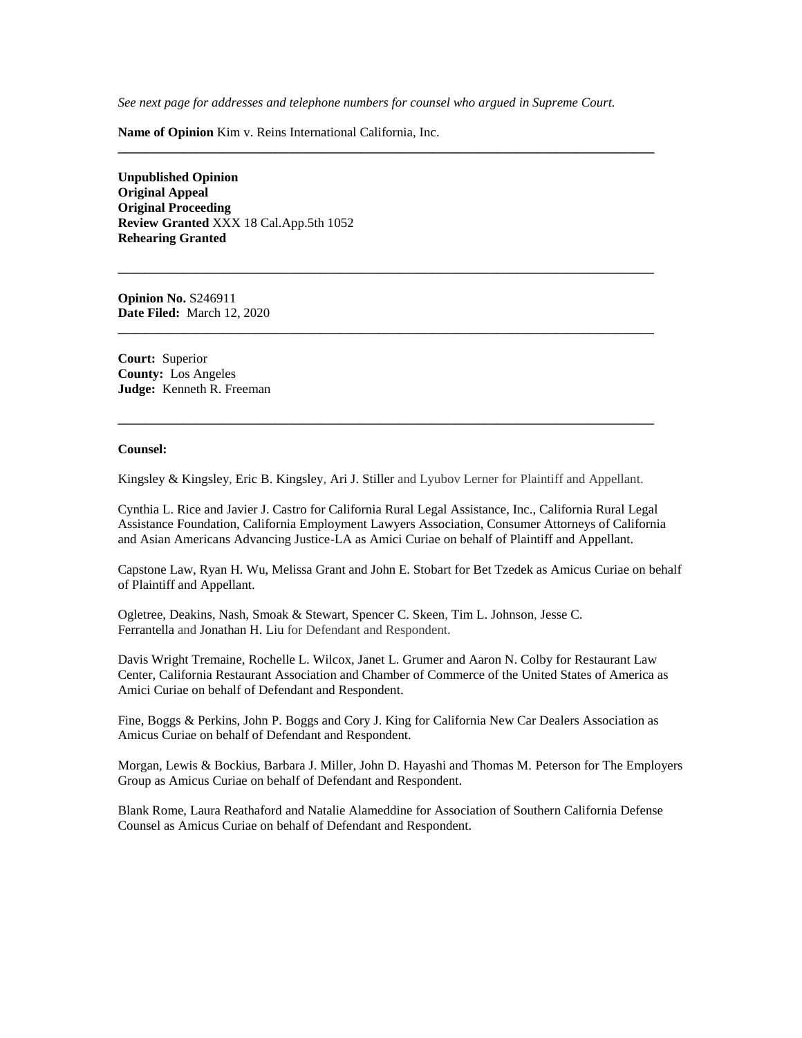*See next page for addresses and telephone numbers for counsel who argued in Supreme Court.*

**Name of Opinion** Kim v. Reins International California, Inc.

---

**Unpublished Opinion**
**Original Appeal**
**Original Proceeding**
**Review Granted** XXX 18 Cal.App.5th 1052
**Rehearing Granted**

---

**Opinion No.** S246911
**Date Filed:** March 12, 2020

---

**Court:** Superior
**County:** Los Angeles
**Judge:** Kenneth R. Freeman

---

**Counsel:**

Kingsley & Kingsley, Eric B. Kingsley, Ari J. Stiller and Lyubov Lerner for Plaintiff and Appellant.

Cynthia L. Rice and Javier J. Castro for California Rural Legal Assistance, Inc., California Rural Legal Assistance Foundation, California Employment Lawyers Association, Consumer Attorneys of California and Asian Americans Advancing Justice-LA as Amici Curiae on behalf of Plaintiff and Appellant.

Capstone Law, Ryan H. Wu, Melissa Grant and John E. Stobart for Bet Tzedek as Amicus Curiae on behalf of Plaintiff and Appellant.

Ogletree, Deakins, Nash, Smoak & Stewart, Spencer C. Skeen, Tim L. Johnson, Jesse C. Ferrantella and Jonathan H. Liu for Defendant and Respondent.

Davis Wright Tremaine, Rochelle L. Wilcox, Janet L. Grumer and Aaron N. Colby for Restaurant Law Center, California Restaurant Association and Chamber of Commerce of the United States of America as Amici Curiae on behalf of Defendant and Respondent.

Fine, Boggs & Perkins, John P. Boggs and Cory J. King for California New Car Dealers Association as Amicus Curiae on behalf of Defendant and Respondent.

Morgan, Lewis & Bockius, Barbara J. Miller, John D. Hayashi and Thomas M. Peterson for The Employers Group as Amicus Curiae on behalf of Defendant and Respondent.

Blank Rome, Laura Reathaford and Natalie Alameddine for Association of Southern California Defense Counsel as Amicus Curiae on behalf of Defendant and Respondent.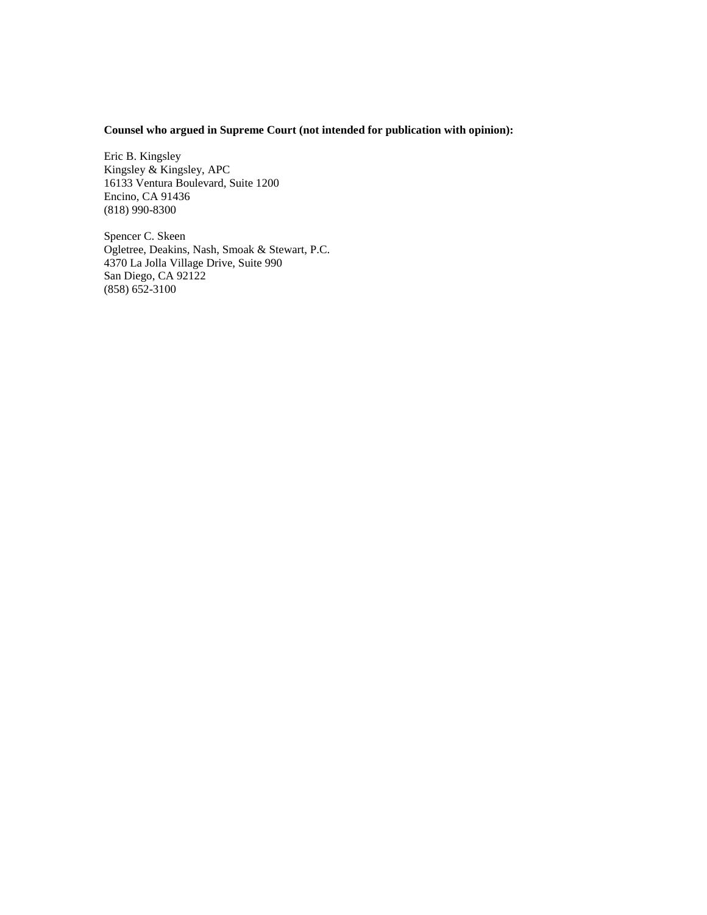**Counsel who argued in Supreme Court (not intended for publication with opinion):**

Eric B. Kingsley
Kingsley & Kingsley, APC
16133 Ventura Boulevard, Suite 1200
Encino, CA 91436
(818) 990-8300

Spencer C. Skeen
Ogletree, Deakins, Nash, Smoak & Stewart, P.C.
4370 La Jolla Village Drive, Suite 990
San Diego, CA 92122
(858) 652-3100